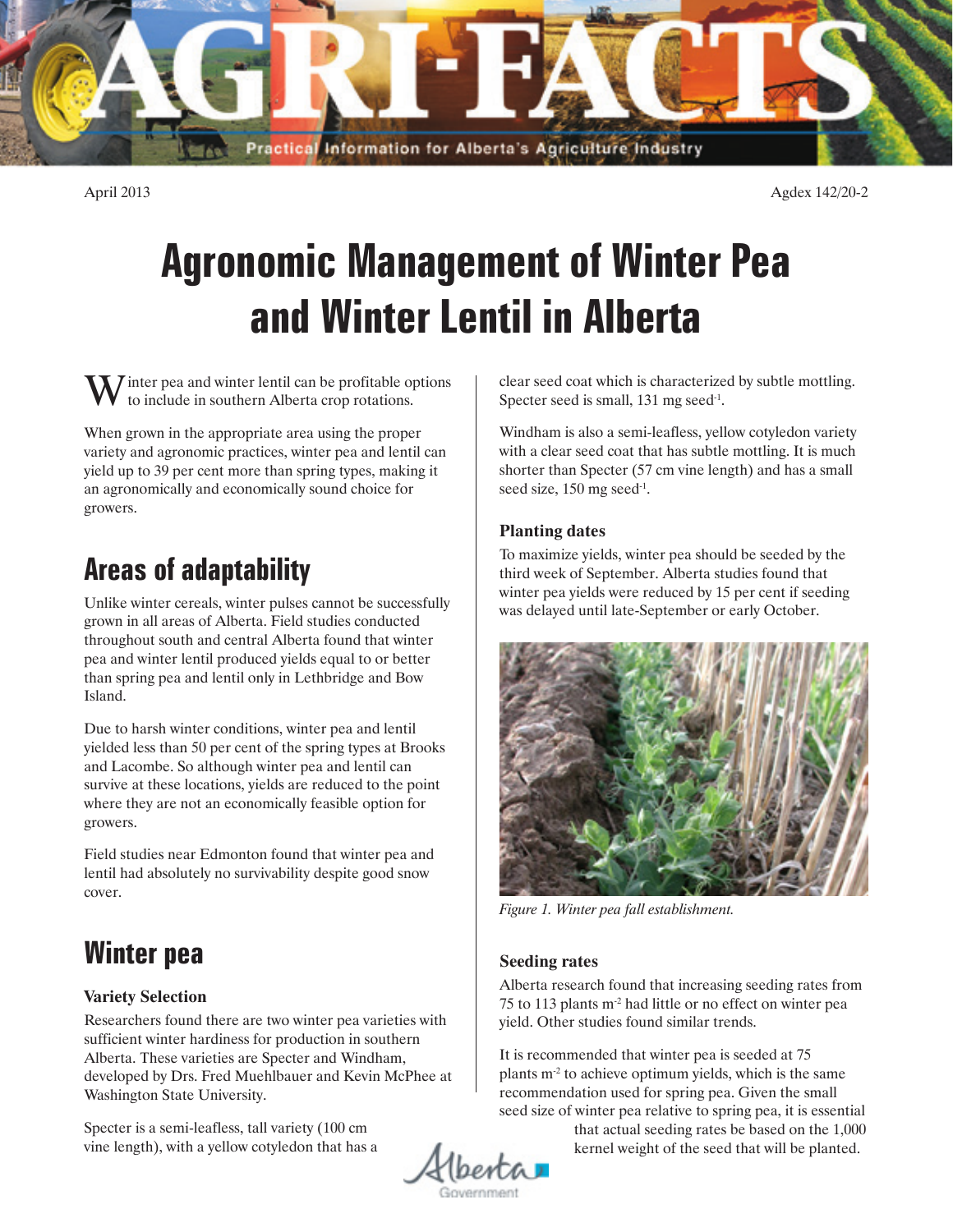April 2013

Agdex 142/20-2

# Agronomic Management of Winter Pea and Winter Lentil in Alberta

Winter pea and winter lentil can be profitable options to include in southern Alberta crop rotations.

When grown in the appropriate area using the proper variety and agronomic practices, winter pea and lentil can yield up to 39 per cent more than spring types, making it an agronomically and economically sound choice for growers.

## Areas of adaptability

Unlike winter cereals, winter pulses cannot be successfully grown in all areas of Alberta. Field studies conducted throughout south and central Alberta found that winter pea and winter lentil produced yields equal to or better than spring pea and lentil only in Lethbridge and Bow Island.

Due to harsh winter conditions, winter pea and lentil yielded less than 50 per cent of the spring types at Brooks and Lacombe. So although winter pea and lentil can survive at these locations, yields are reduced to the point where they are not an economically feasible option for growers.

Field studies near Edmonton found that winter pea and lentil had absolutely no survivability despite good snow cover.

## Winter pea

### Variety Selection

Researchers found there are two winter pea varieties with sufficient winter hardiness for production in southern Alberta. These varieties are Specter and Windham, developed by Drs. Fred Muehlbauer and Kevin McPhee at Washington State University.

Specter is a semi-leafless, tall variety (100 cm vine length), with a yellow cotyledon that has a clear seed coat which is characterized by subtle mottling. Specter seed is small, 131 mg seed$^{-1}$.

Windham is also a semi-leafless, yellow cotyledon variety with a clear seed coat that has subtle mottling. It is much shorter than Specter (57 cm vine length) and has a small seed size, 150 mg seed$^{-1}$.

### Planting dates

To maximize yields, winter pea should be seeded by the third week of September. Alberta studies found that winter pea yields were reduced by 15 per cent if seeding was delayed until late-September or early October.

*Figure 1. Winter pea fall establishment.*

### Seeding rates

Alberta research found that increasing seeding rates from 75 to 113 plants m$^{-2}$ had little or no effect on winter pea yield. Other studies found similar trends.

It is recommended that winter pea is seeded at 75 plants m$^{-2}$ to achieve optimum yields, which is the same recommendation used for spring pea. Given the small seed size of winter pea relative to spring pea, it is essential that actual seeding rates be based on the 1,000 kernel weight of the seed that will be planted.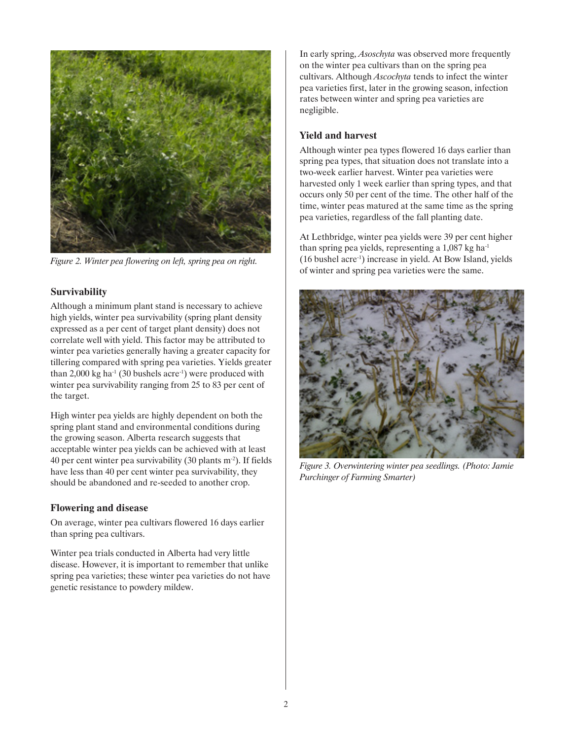Figure 2. Winter pea flowering on left, spring pea on right.

### Survivability

Although a minimum plant stand is necessary to achieve high yields, winter pea survivability (spring plant density expressed as a per cent of target plant density) does not correlate well with yield. This factor may be attributed to winter pea varieties generally having a greater capacity for tillering compared with spring pea varieties. Yields greater than 2,000 kg ha$^{-1}$ (30 bushels acre$^{-1}$) were produced with winter pea survivability ranging from 25 to 83 per cent of the target.

High winter pea yields are highly dependent on both the spring plant stand and environmental conditions during the growing season. Alberta research suggests that acceptable winter pea yields can be achieved with at least 40 per cent winter pea survivability (30 plants m$^{-2}$). If fields have less than 40 per cent winter pea survivability, they should be abandoned and re-seeded to another crop.

### Flowering and disease

On average, winter pea cultivars flowered 16 days earlier than spring pea cultivars.

Winter pea trials conducted in Alberta had very little disease. However, it is important to remember that unlike spring pea varieties; these winter pea varieties do not have genetic resistance to powdery mildew.

In early spring, *Asoschyta* was observed more frequently on the winter pea cultivars than on the spring pea cultivars. Although *Ascochyta* tends to infect the winter pea varieties first, later in the growing season, infection rates between winter and spring pea varieties are negligible.

### Yield and harvest

Although winter pea types flowered 16 days earlier than spring pea types, that situation does not translate into a two-week earlier harvest. Winter pea varieties were harvested only 1 week earlier than spring types, and that occurs only 50 per cent of the time. The other half of the time, winter peas matured at the same time as the spring pea varieties, regardless of the fall planting date.

At Lethbridge, winter pea yields were 39 per cent higher than spring pea yields, representing a 1,087 kg ha$^{-1}$ (16 bushel acre$^{-1}$) increase in yield. At Bow Island, yields of winter and spring pea varieties were the same.

Figure 3. Overwintering winter pea seedlings. (Photo: Jamie Purchinger of Farming Smarter)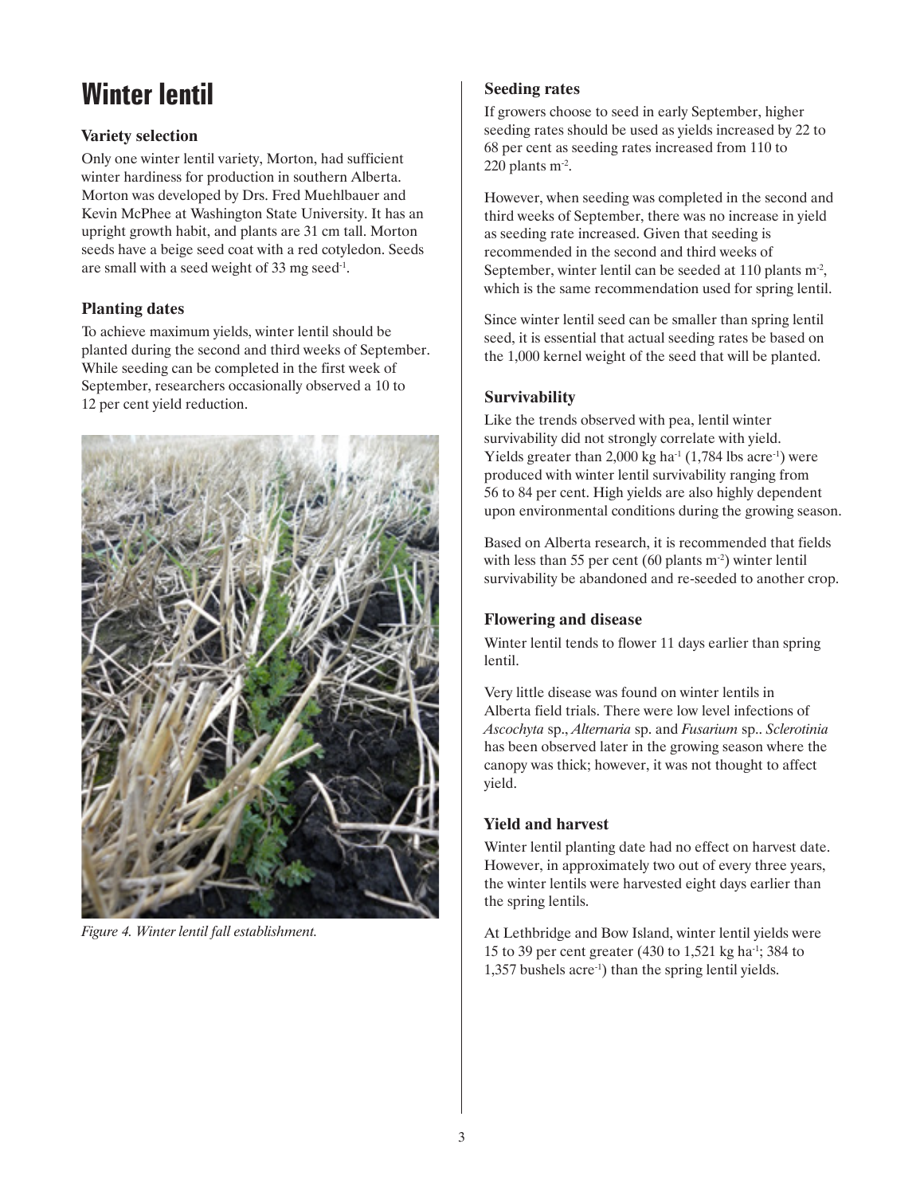# Winter lentil

### Variety selection

Only one winter lentil variety, Morton, had sufficient winter hardiness for production in southern Alberta. Morton was developed by Drs. Fred Muehlbauer and Kevin McPhee at Washington State University. It has an upright growth habit, and plants are 31 cm tall. Morton seeds have a beige seed coat with a red cotyledon. Seeds are small with a seed weight of 33 mg seed$^{-1}$.

### Planting dates

To achieve maximum yields, winter lentil should be planted during the second and third weeks of September. While seeding can be completed in the first week of September, researchers occasionally observed a 10 to 12 per cent yield reduction.

*Figure 4. Winter lentil fall establishment.*

### Seeding rates

If growers choose to seed in early September, higher seeding rates should be used as yields increased by 22 to 68 per cent as seeding rates increased from 110 to 220 plants m$^{-2}$.

However, when seeding was completed in the second and third weeks of September, there was no increase in yield as seeding rate increased. Given that seeding is recommended in the second and third weeks of September, winter lentil can be seeded at 110 plants m$^{-2}$, which is the same recommendation used for spring lentil.

Since winter lentil seed can be smaller than spring lentil seed, it is essential that actual seeding rates be based on the 1,000 kernel weight of the seed that will be planted.

### Survivability

Like the trends observed with pea, lentil winter survivability did not strongly correlate with yield. Yields greater than 2,000 kg ha$^{-1}$ (1,784 lbs acre$^{-1}$) were produced with winter lentil survivability ranging from 56 to 84 per cent. High yields are also highly dependent upon environmental conditions during the growing season.

Based on Alberta research, it is recommended that fields with less than 55 per cent (60 plants m$^{-2}$) winter lentil survivability be abandoned and re-seeded to another crop.

### Flowering and disease

Winter lentil tends to flower 11 days earlier than spring lentil.

Very little disease was found on winter lentils in Alberta field trials. There were low level infections of *Ascochyta* sp., *Alternaria* sp. and *Fusarium* sp.. *Sclerotinia* has been observed later in the growing season where the canopy was thick; however, it was not thought to affect yield.

### Yield and harvest

Winter lentil planting date had no effect on harvest date. However, in approximately two out of every three years, the winter lentils were harvested eight days earlier than the spring lentils.

At Lethbridge and Bow Island, winter lentil yields were 15 to 39 per cent greater (430 to 1,521 kg ha$^{-1}$; 384 to 1,357 bushels acre$^{-1}$) than the spring lentil yields.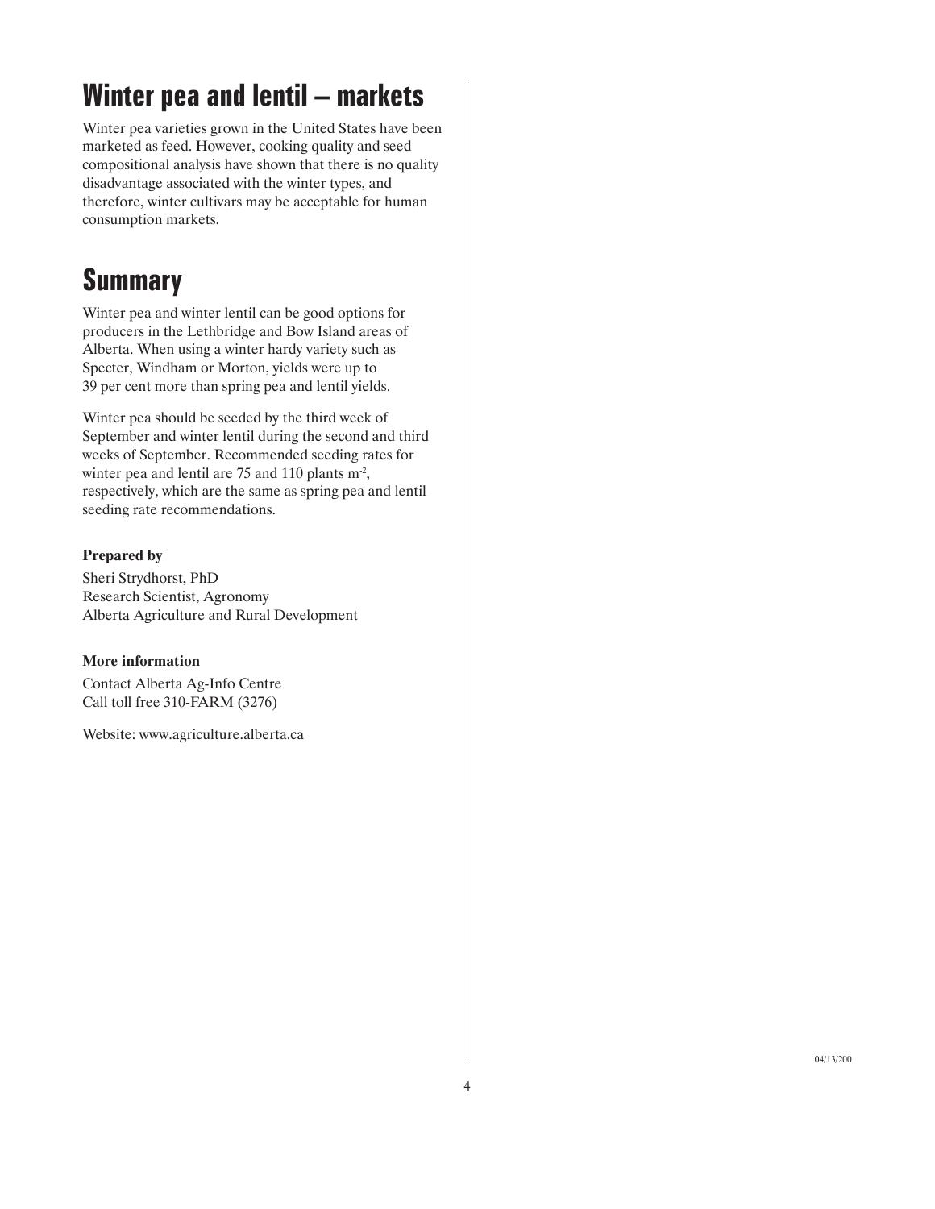## Winter pea and lentil – markets

Winter pea varieties grown in the United States have been marketed as feed. However, cooking quality and seed compositional analysis have shown that there is no quality disadvantage associated with the winter types, and therefore, winter cultivars may be acceptable for human consumption markets.

## Summary

Winter pea and winter lentil can be good options for producers in the Lethbridge and Bow Island areas of Alberta. When using a winter hardy variety such as Specter, Windham or Morton, yields were up to 39 per cent more than spring pea and lentil yields.

Winter pea should be seeded by the third week of September and winter lentil during the second and third weeks of September. Recommended seeding rates for winter pea and lentil are 75 and 110 plants $m^{-2}$, respectively, which are the same as spring pea and lentil seeding rate recommendations.

**Prepared by**

Sheri Strydhorst, PhD
Research Scientist, Agronomy
Alberta Agriculture and Rural Development

**More information**

Contact Alberta Ag-Info Centre
Call toll free 310-FARM (3276)

Website: www.agriculture.alberta.ca

04/13/200